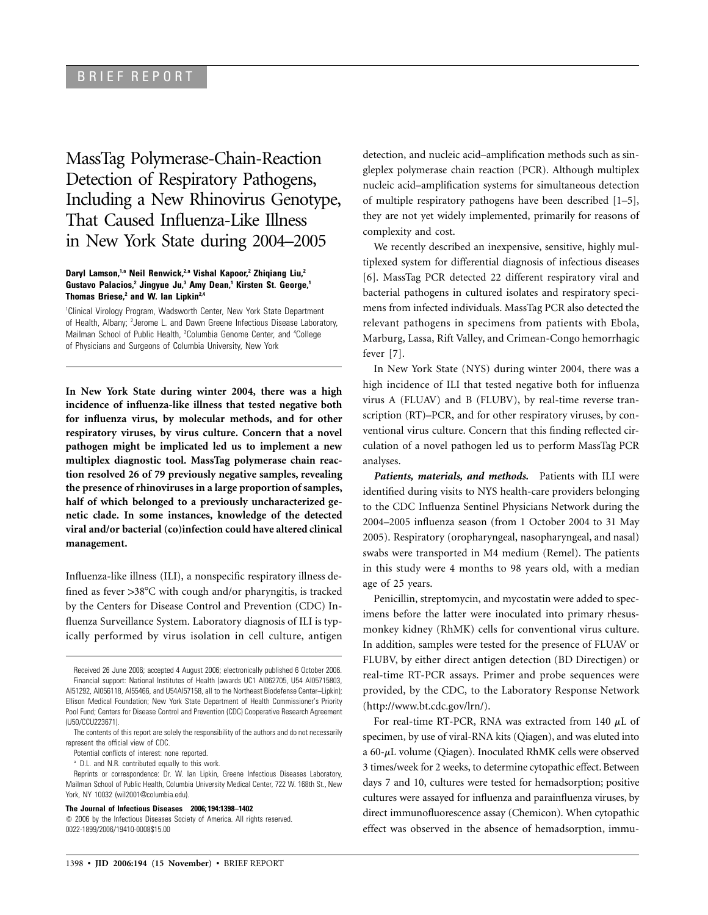BRIEF REPORT

# MassTag Polymerase-Chain-Reaction Detection of Respiratory Pathogens, Including a New Rhinovirus Genotype, That Caused Influenza-Like Illness in New York State during 2004–2005

**Daryl Lamson,[1,a] Neil Renwick,[2,a] Vishal Kapoor,[2] Zhiqiang Liu,[2] Gustavo Palacios,[2] Jingyue Ju,[3] Amy Dean,[1] Kirsten St. George,[1] Thomas Briese,[2] and W. Ian Lipkin[2,4]**

[1]Clinical Virology Program, Wadsworth Center, New York State Department of Health, Albany; [2]Jerome L. and Dawn Greene Infectious Disease Laboratory, Mailman School of Public Health, [3]Columbia Genome Center, and [4]College of Physicians and Surgeons of Columbia University, New York

**In New York State during winter 2004, there was a high incidence of influenza-like illness that tested negative both for influenza virus, by molecular methods, and for other respiratory viruses, by virus culture. Concern that a novel pathogen might be implicated led us to implement a new multiplex diagnostic tool. MassTag polymerase chain reaction resolved 26 of 79 previously negative samples, revealing the presence of rhinoviruses in a large proportion of samples, half of which belonged to a previously uncharacterized genetic clade. In some instances, knowledge of the detected viral and/or bacterial (co)infection could have altered clinical management.**

Influenza-like illness (ILI), a nonspecific respiratory illness defined as fever >38°C with cough and/or pharyngitis, is tracked by the Centers for Disease Control and Prevention (CDC) Influenza Surveillance System. Laboratory diagnosis of ILI is typically performed by virus isolation in cell culture, antigen detection, and nucleic acid–amplification methods such as singleplex polymerase chain reaction (PCR). Although multiplex nucleic acid–amplification systems for simultaneous detection of multiple respiratory pathogens have been described [1–5], they are not yet widely implemented, primarily for reasons of complexity and cost.

We recently described an inexpensive, sensitive, highly multiplexed system for differential diagnosis of infectious diseases [6]. MassTag PCR detected 22 different respiratory viral and bacterial pathogens in cultured isolates and respiratory specimens from infected individuals. MassTag PCR also detected the relevant pathogens in specimens from patients with Ebola, Marburg, Lassa, Rift Valley, and Crimean-Congo hemorrhagic fever [7].

In New York State (NYS) during winter 2004, there was a high incidence of ILI that tested negative both for influenza virus A (FLUAV) and B (FLUBV), by real-time reverse transcription (RT)–PCR, and for other respiratory viruses, by conventional virus culture. Concern that this finding reflected circulation of a novel pathogen led us to perform MassTag PCR analyses.

***Patients, materials, and methods.*** Patients with ILI were identified during visits to NYS health-care providers belonging to the CDC Influenza Sentinel Physicians Network during the 2004–2005 influenza season (from 1 October 2004 to 31 May 2005). Respiratory (oropharyngeal, nasopharyngeal, and nasal) swabs were transported in M4 medium (Remel). The patients in this study were 4 months to 98 years old, with a median age of 25 years.

Penicillin, streptomycin, and mycostatin were added to specimens before the latter were inoculated into primary rhesus-monkey kidney (RhMK) cells for conventional virus culture. In addition, samples were tested for the presence of FLUAV or FLUBV, by either direct antigen detection (BD Directigen) or real-time RT-PCR assays. Primer and probe sequences were provided, by the CDC, to the Laboratory Response Network (http://www.bt.cdc.gov/lrn/).

For real-time RT-PCR, RNA was extracted from 140 $\mu$L of specimen, by use of viral-RNA kits (Qiagen), and was eluted into a 60-$\mu$L volume (Qiagen). Inoculated RhMK cells were observed 3 times/week for 2 weeks, to determine cytopathic effect. Between days 7 and 10, cultures were tested for hemadsorption; positive cultures were assayed for influenza and parainfluenza viruses, by direct immunofluorescence assay (Chemicon). When cytopathic effect was observed in the absence of hemadsorption, immu-

Received 26 June 2006; accepted 4 August 2006; electronically published 6 October 2006.

Financial support: National Institutes of Health (awards UC1 AI062705, U54 AI05715803, AI51292, AI056118, AI55466, and U54AI57158, all to the Northeast Biodefense Center–Lipkin); Ellison Medical Foundation; New York State Department of Health Commissioner's Priority Pool Fund; Centers for Disease Control and Prevention (CDC) Cooperative Research Agreement (U50/CCU223671).

The contents of this report are solely the responsibility of the authors and do not necessarily represent the official view of CDC.

Potential conflicts of interest: none reported.

[a] D.L. and N.R. contributed equally to this work.

Reprints or correspondence: Dr. W. Ian Lipkin, Greene Infectious Diseases Laboratory, Mailman School of Public Health, Columbia University Medical Center, 722 W. 168th St., New York, NY 10032 (wil2001@columbia.edu).

**The Journal of Infectious Diseases 2006;194:1398–1402**
© 2006 by the Infectious Diseases Society of America. All rights reserved.
0022-1899/2006/19410-0008$15.00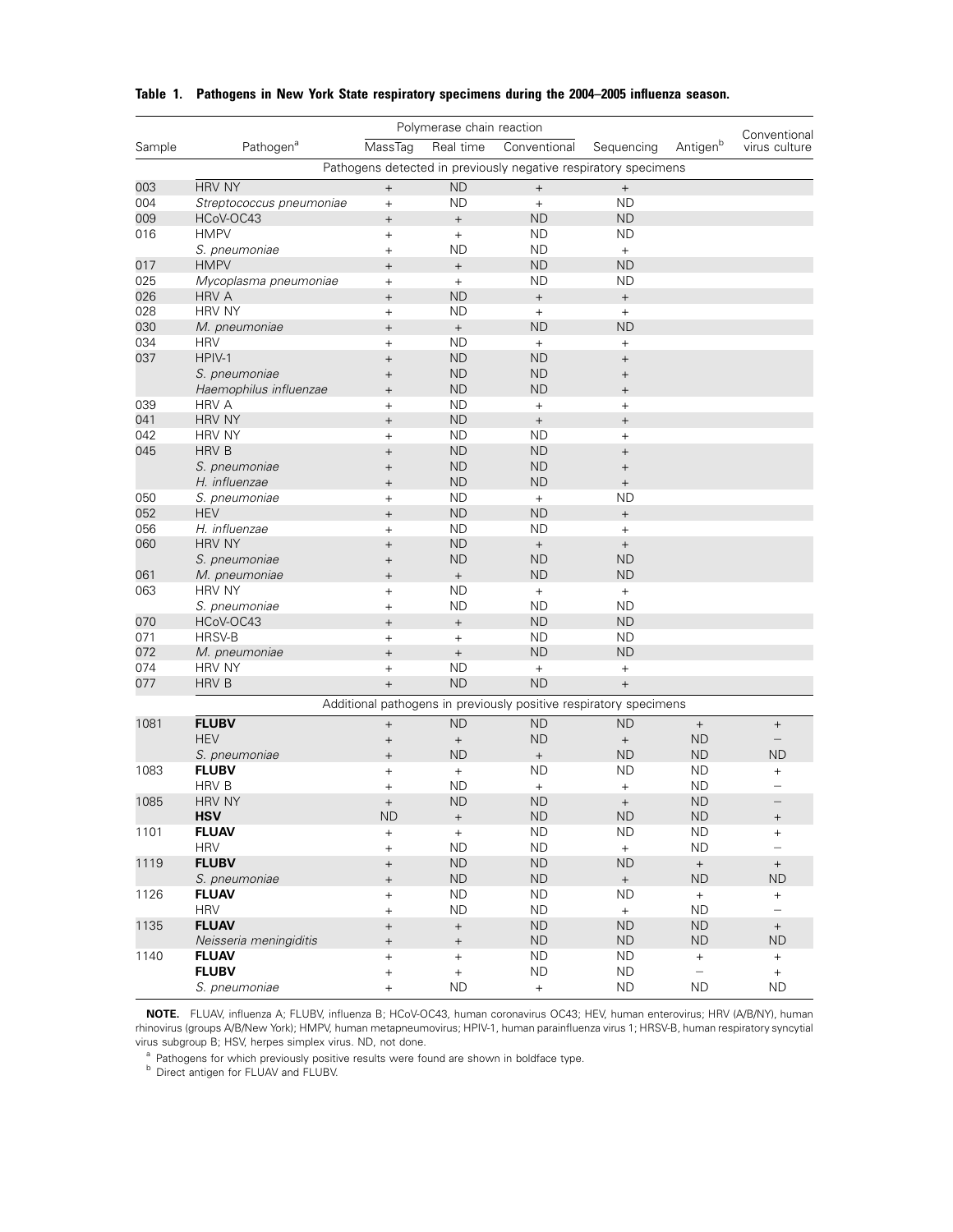**Table 1. Pathogens in New York State respiratory specimens during the 2004–2005 influenza season.**

| Sample | Pathogen[a] | Polymerase chain reaction | | | Sequencing | Antigen[b] | Conventional virus culture |
|---|---|---|---|---|---|---|---|
| | | MassTag | Real time | Conventional | | | |
| | **Pathogens detected in previously negative respiratory specimens** | | | | | | |
| 003 | HRV NY | + | ND | + | + | | |
| 004 | *Streptococcus pneumoniae* | + | ND | + | ND | | |
| 009 | HCoV-OC43 | + | + | ND | ND | | |
| 016 | HMPV | + | + | ND | ND | | |
| | *S. pneumoniae* | + | ND | ND | + | | |
| 017 | HMPV | + | + | ND | ND | | |
| 025 | *Mycoplasma pneumoniae* | + | + | ND | ND | | |
| 026 | HRV A | + | ND | + | + | | |
| 028 | HRV NY | + | ND | + | + | | |
| 030 | *M. pneumoniae* | + | + | ND | ND | | |
| 034 | HRV | + | ND | + | + | | |
| 037 | HPIV-1 | + | ND | ND | + | | |
| | *S. pneumoniae* | + | ND | ND | + | | |
| | *Haemophilus influenzae* | + | ND | ND | + | | |
| 039 | HRV A | + | ND | + | + | | |
| 041 | HRV NY | + | ND | + | + | | |
| 042 | HRV NY | + | ND | ND | + | | |
| 045 | HRV B | + | ND | ND | + | | |
| | *S. pneumoniae* | + | ND | ND | + | | |
| | *H. influenzae* | + | ND | ND | + | | |
| 050 | *S. pneumoniae* | + | ND | + | ND | | |
| 052 | HEV | + | ND | ND | + | | |
| 056 | *H. influenzae* | + | ND | ND | + | | |
| 060 | HRV NY | + | ND | + | + | | |
| | *S. pneumoniae* | + | ND | ND | ND | | |
| 061 | *M. pneumoniae* | + | + | ND | ND | | |
| 063 | HRV NY | + | ND | + | + | | |
| | *S. pneumoniae* | + | ND | ND | ND | | |
| 070 | HCoV-OC43 | + | + | ND | ND | | |
| 071 | HRSV-B | + | + | ND | ND | | |
| 072 | *M. pneumoniae* | + | + | ND | ND | | |
| 074 | HRV NY | + | ND | + | + | | |
| 077 | HRV B | + | ND | ND | + | | |
| | **Additional pathogens in previously positive respiratory specimens** | | | | | | |
| 1081 | **FLUBV** | + | ND | ND | ND | + | + |
| | HEV | + | + | ND | + | ND | – |
| | *S. pneumoniae* | + | ND | + | ND | ND | ND |
| 1083 | **FLUBV** | + | + | ND | ND | ND | + |
| | HRV B | + | ND | + | + | ND | – |
| 1085 | HRV NY | + | ND | ND | + | ND | – |
| | **HSV** | ND | + | ND | ND | ND | + |
| 1101 | **FLUAV** | + | + | ND | ND | ND | + |
| | HRV | + | ND | ND | + | ND | – |
| 1119 | **FLUBV** | + | ND | ND | ND | + | + |
| | *S. pneumoniae* | + | ND | ND | + | ND | ND |
| 1126 | **FLUAV** | + | ND | ND | ND | + | + |
| | HRV | + | ND | ND | + | ND | – |
| 1135 | **FLUAV** | + | + | ND | ND | ND | + |
| | *Neisseria meningiditis* | + | + | ND | ND | ND | ND |
| 1140 | **FLUAV** | + | + | ND | ND | + | + |
| | **FLUBV** | + | + | ND | ND | – | + |
| | *S. pneumoniae* | + | ND | + | ND | ND | ND |

**NOTE.** FLUAV, influenza A; FLUBV, influenza B; HCoV-OC43, human coronavirus OC43; HEV, human enterovirus; HRV (A/B/NY), human rhinovirus (groups A/B/New York); HMPV, human metapneumovirus; HPIV-1, human parainfluenza virus 1; HRSV-B, human respiratory syncytial virus subgroup B; HSV, herpes simplex virus. ND, not done.

[a] Pathogens for which previously positive results were found are shown in boldface type.

[b] Direct antigen for FLUAV and FLUBV.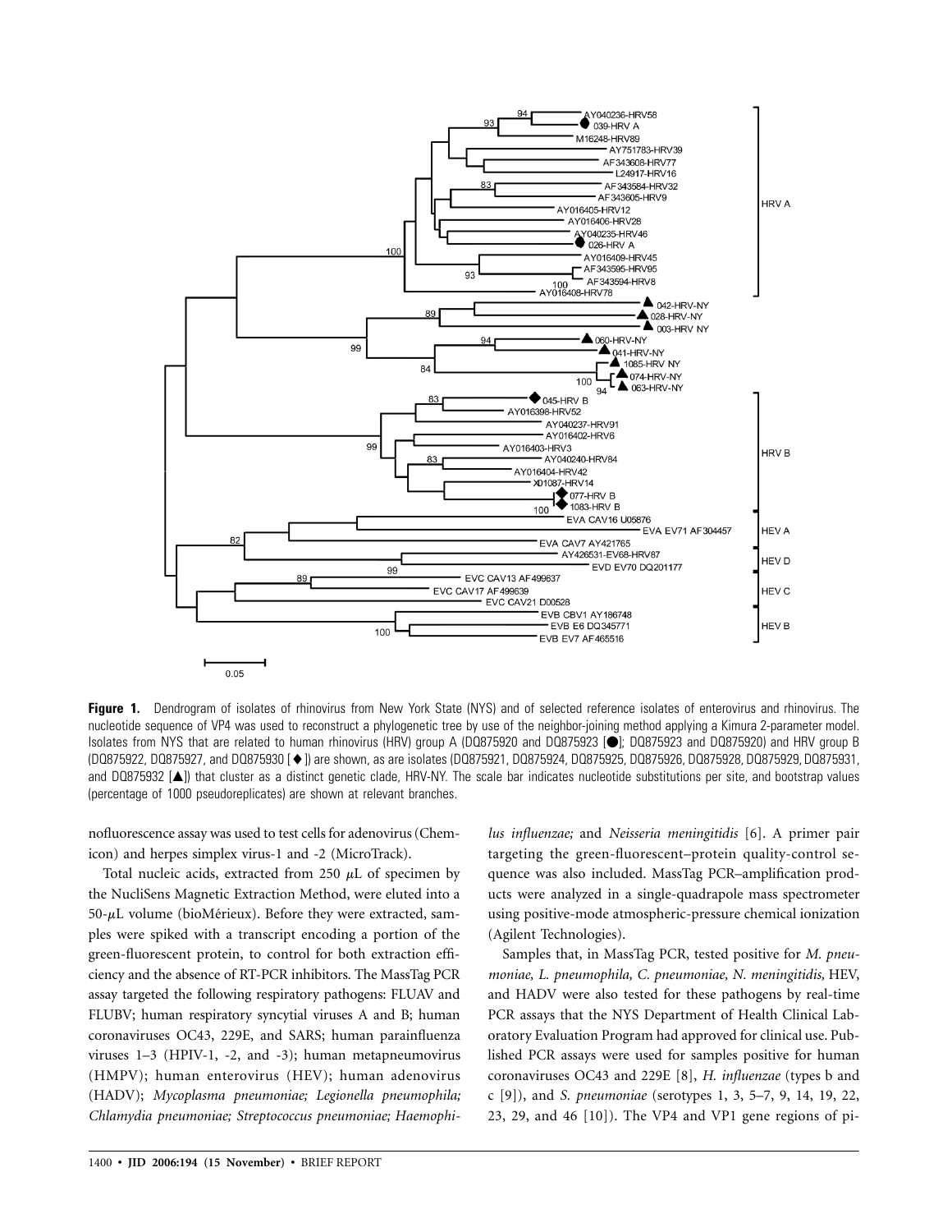**Figure 1.** Dendrogram of isolates of rhinovirus from New York State (NYS) and of selected reference isolates of enterovirus and rhinovirus. The nucleotide sequence of VP4 was used to reconstruct a phylogenetic tree by use of the neighbor-joining method applying a Kimura 2-parameter model. Isolates from NYS that are related to human rhinovirus (HRV) group A (DQ875920 and DQ875923 [●]; DQ875923 and DQ875920) and HRV group B (DQ875922, DQ875927, and DQ875930 [◆]) are shown, as are isolates (DQ875921, DQ875924, DQ875925, DQ875926, DQ875928, DQ875929, DQ875931, and DQ875932 [▲]) that cluster as a distinct genetic clade, HRV-NY. The scale bar indicates nucleotide substitutions per site, and bootstrap values (percentage of 1000 pseudoreplicates) are shown at relevant branches.

nofluorescence assay was used to test cells for adenovirus (Chemicon) and herpes simplex virus-1 and -2 (MicroTrack).

Total nucleic acids, extracted from 250 $\mu$L of specimen by the NucliSens Magnetic Extraction Method, were eluted into a 50-$\mu$L volume (bioMérieux). Before they were extracted, samples were spiked with a transcript encoding a portion of the green-fluorescent protein, to control for both extraction efficiency and the absence of RT-PCR inhibitors. The MassTag PCR assay targeted the following respiratory pathogens: FLUAV and FLUBV; human respiratory syncytial viruses A and B; human coronaviruses OC43, 229E, and SARS; human parainfluenza viruses 1–3 (HPIV-1, -2, and -3); human metapneumovirus (HMPV); human enterovirus (HEV); human adenovirus (HADV); *Mycoplasma pneumoniae; Legionella pneumophila; Chlamydia pneumoniae; Streptococcus pneumoniae; Haemophilus influenzae;* and *Neisseria meningitidis* [6]. A primer pair targeting the green-fluorescent–protein quality-control sequence was also included. MassTag PCR–amplification products were analyzed in a single-quadrapole mass spectrometer using positive-mode atmospheric-pressure chemical ionization (Agilent Technologies).

Samples that, in MassTag PCR, tested positive for *M. pneumoniae, L. pneumophila, C. pneumoniae, N. meningitidis,* HEV, and HADV were also tested for these pathogens by real-time PCR assays that the NYS Department of Health Clinical Laboratory Evaluation Program had approved for clinical use. Published PCR assays were used for samples positive for human coronaviruses OC43 and 229E [8], *H. influenzae* (types b and c [9]), and *S. pneumoniae* (serotypes 1, 3, 5–7, 9, 14, 19, 22, 23, 29, and 46 [10]). The VP4 and VP1 gene regions of pi-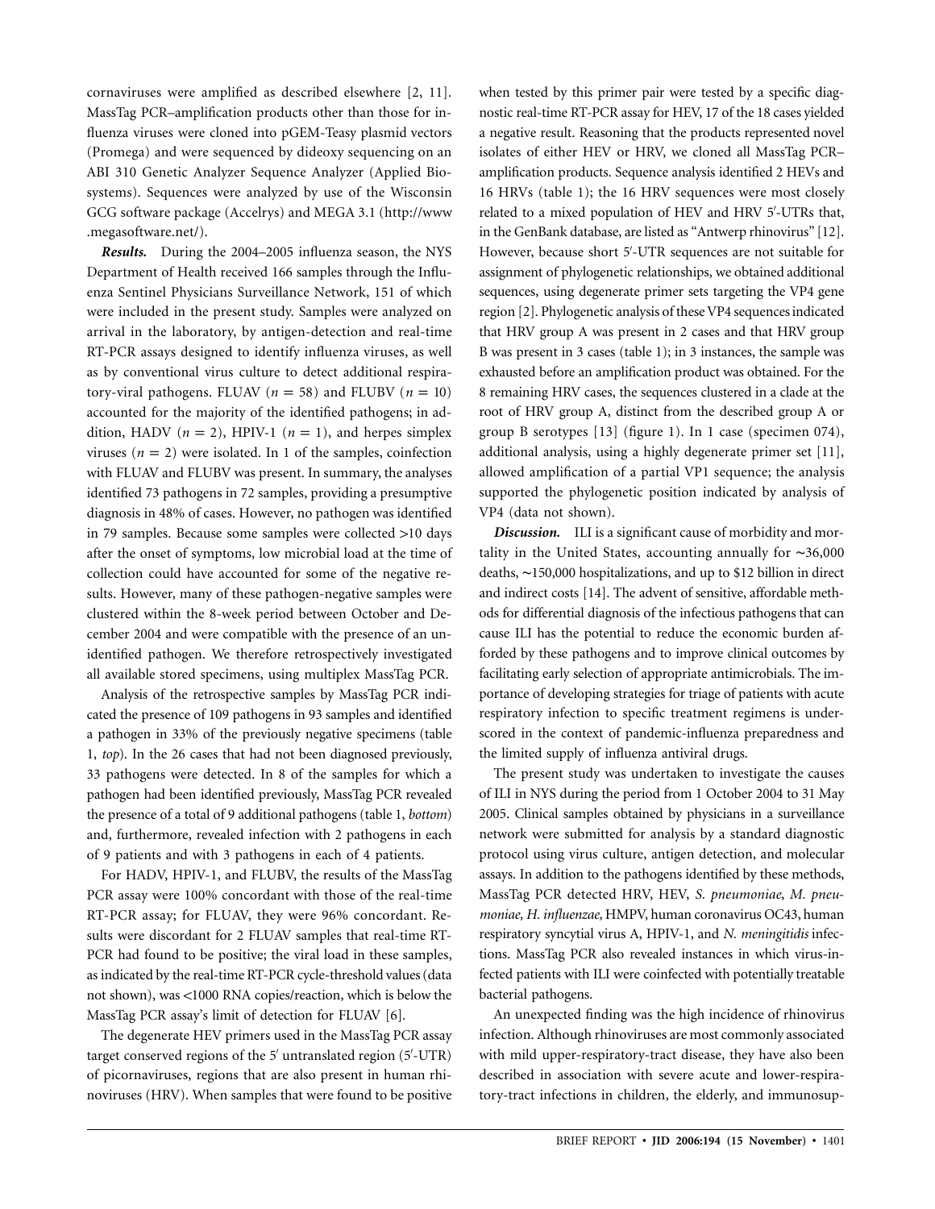cornaviruses were amplified as described elsewhere [2, 11]. MassTag PCR–amplification products other than those for influenza viruses were cloned into pGEM-Teasy plasmid vectors (Promega) and were sequenced by dideoxy sequencing on an ABI 310 Genetic Analyzer Sequence Analyzer (Applied Biosystems). Sequences were analyzed by use of the Wisconsin GCG software package (Accelrys) and MEGA 3.1 (http://www.megasoftware.net/).

***Results.*** During the 2004–2005 influenza season, the NYS Department of Health received 166 samples through the Influenza Sentinel Physicians Surveillance Network, 151 of which were included in the present study. Samples were analyzed on arrival in the laboratory, by antigen-detection and real-time RT-PCR assays designed to identify influenza viruses, as well as by conventional virus culture to detect additional respiratory-viral pathogens. FLUAV ($n = 58$) and FLUBV ($n = 10$) accounted for the majority of the identified pathogens; in addition, HADV ($n = 2$), HPIV-1 ($n = 1$), and herpes simplex viruses ($n = 2$) were isolated. In 1 of the samples, coinfection with FLUAV and FLUBV was present. In summary, the analyses identified 73 pathogens in 72 samples, providing a presumptive diagnosis in 48% of cases. However, no pathogen was identified in 79 samples. Because some samples were collected >10 days after the onset of symptoms, low microbial load at the time of collection could have accounted for some of the negative results. However, many of these pathogen-negative samples were clustered within the 8-week period between October and December 2004 and were compatible with the presence of an unidentified pathogen. We therefore retrospectively investigated all available stored specimens, using multiplex MassTag PCR.

Analysis of the retrospective samples by MassTag PCR indicated the presence of 109 pathogens in 93 samples and identified a pathogen in 33% of the previously negative specimens (table 1, *top*). In the 26 cases that had not been diagnosed previously, 33 pathogens were detected. In 8 of the samples for which a pathogen had been identified previously, MassTag PCR revealed the presence of a total of 9 additional pathogens (table 1, *bottom*) and, furthermore, revealed infection with 2 pathogens in each of 9 patients and with 3 pathogens in each of 4 patients.

For HADV, HPIV-1, and FLUBV, the results of the MassTag PCR assay were 100% concordant with those of the real-time RT-PCR assay; for FLUAV, they were 96% concordant. Results were discordant for 2 FLUAV samples that real-time RT-PCR had found to be positive; the viral load in these samples, as indicated by the real-time RT-PCR cycle-threshold values (data not shown), was <1000 RNA copies/reaction, which is below the MassTag PCR assay's limit of detection for FLUAV [6].

The degenerate HEV primers used in the MassTag PCR assay target conserved regions of the 5′ untranslated region (5′-UTR) of picornaviruses, regions that are also present in human rhinoviruses (HRV). When samples that were found to be positive when tested by this primer pair were tested by a specific diagnostic real-time RT-PCR assay for HEV, 17 of the 18 cases yielded a negative result. Reasoning that the products represented novel isolates of either HEV or HRV, we cloned all MassTag PCR–amplification products. Sequence analysis identified 2 HEVs and 16 HRVs (table 1); the 16 HRV sequences were most closely related to a mixed population of HEV and HRV 5′-UTRs that, in the GenBank database, are listed as "Antwerp rhinovirus" [12]. However, because short 5′-UTR sequences are not suitable for assignment of phylogenetic relationships, we obtained additional sequences, using degenerate primer sets targeting the VP4 gene region [2]. Phylogenetic analysis of these VP4 sequences indicated that HRV group A was present in 2 cases and that HRV group B was present in 3 cases (table 1); in 3 instances, the sample was exhausted before an amplification product was obtained. For the 8 remaining HRV cases, the sequences clustered in a clade at the root of HRV group A, distinct from the described group A or group B serotypes [13] (figure 1). In 1 case (specimen 074), additional analysis, using a highly degenerate primer set [11], allowed amplification of a partial VP1 sequence; the analysis supported the phylogenetic position indicated by analysis of VP4 (data not shown).

***Discussion.*** ILI is a significant cause of morbidity and mortality in the United States, accounting annually for ∼36,000 deaths, ∼150,000 hospitalizations, and up to $12 billion in direct and indirect costs [14]. The advent of sensitive, affordable methods for differential diagnosis of the infectious pathogens that can cause ILI has the potential to reduce the economic burden afforded by these pathogens and to improve clinical outcomes by facilitating early selection of appropriate antimicrobials. The importance of developing strategies for triage of patients with acute respiratory infection to specific treatment regimens is underscored in the context of pandemic-influenza preparedness and the limited supply of influenza antiviral drugs.

The present study was undertaken to investigate the causes of ILI in NYS during the period from 1 October 2004 to 31 May 2005. Clinical samples obtained by physicians in a surveillance network were submitted for analysis by a standard diagnostic protocol using virus culture, antigen detection, and molecular assays. In addition to the pathogens identified by these methods, MassTag PCR detected HRV, HEV, *S. pneumoniae*, *M. pneumoniae, H. influenzae,* HMPV, human coronavirus OC43, human respiratory syncytial virus A, HPIV-1, and *N. meningitidis* infections. MassTag PCR also revealed instances in which virus-infected patients with ILI were coinfected with potentially treatable bacterial pathogens.

An unexpected finding was the high incidence of rhinovirus infection. Although rhinoviruses are most commonly associated with mild upper-respiratory-tract disease, they have also been described in association with severe acute and lower-respiratory-tract infections in children, the elderly, and immunosup-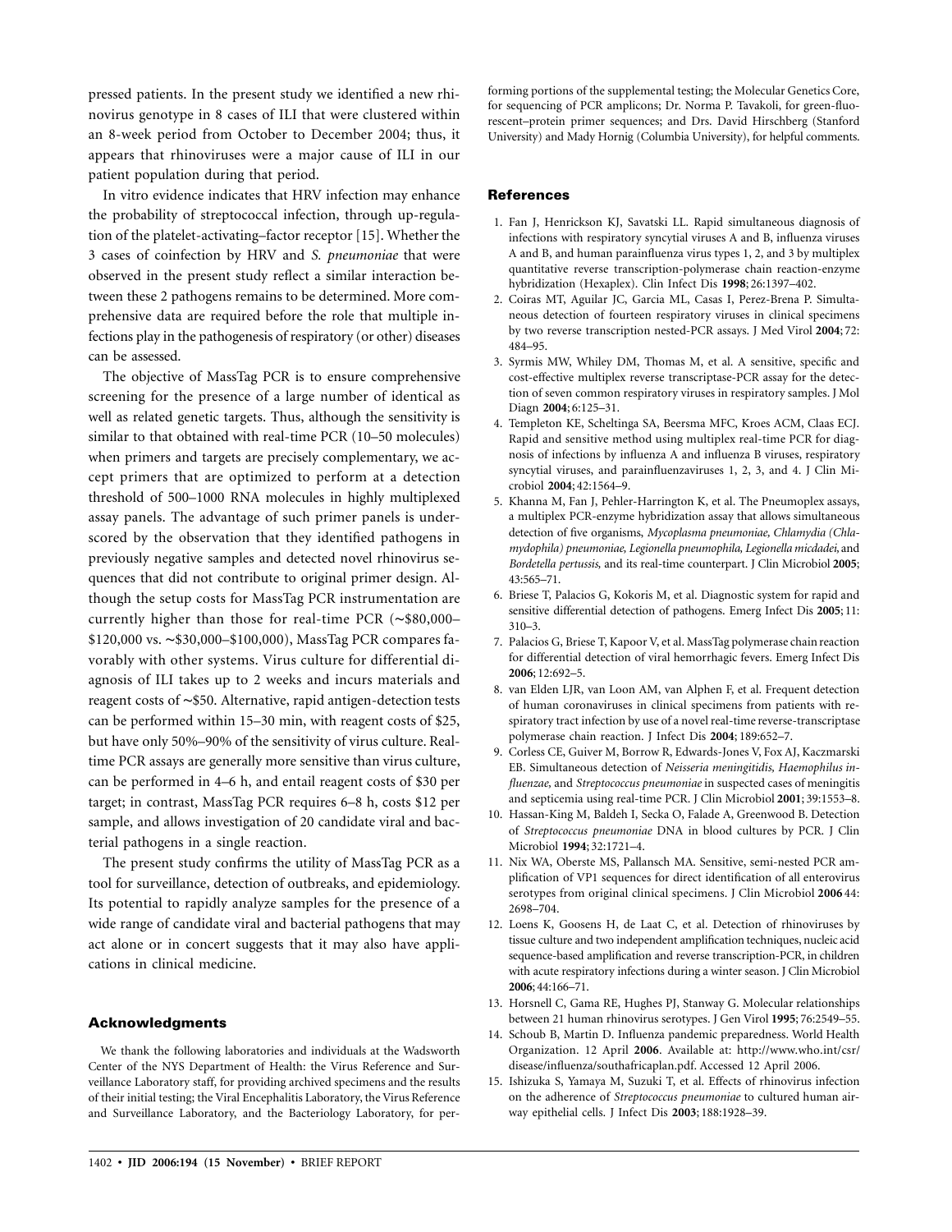pressed patients. In the present study we identified a new rhinovirus genotype in 8 cases of ILI that were clustered within an 8-week period from October to December 2004; thus, it appears that rhinoviruses were a major cause of ILI in our patient population during that period.

In vitro evidence indicates that HRV infection may enhance the probability of streptococcal infection, through up-regulation of the platelet-activating–factor receptor [15]. Whether the 3 cases of coinfection by HRV and *S. pneumoniae* that were observed in the present study reflect a similar interaction between these 2 pathogens remains to be determined. More comprehensive data are required before the role that multiple infections play in the pathogenesis of respiratory (or other) diseases can be assessed.

The objective of MassTag PCR is to ensure comprehensive screening for the presence of a large number of identical as well as related genetic targets. Thus, although the sensitivity is similar to that obtained with real-time PCR (10–50 molecules) when primers and targets are precisely complementary, we accept primers that are optimized to perform at a detection threshold of 500–1000 RNA molecules in highly multiplexed assay panels. The advantage of such primer panels is underscored by the observation that they identified pathogens in previously negative samples and detected novel rhinovirus sequences that did not contribute to original primer design. Although the setup costs for MassTag PCR instrumentation are currently higher than those for real-time PCR (~$80,000–$120,000 vs. ~$30,000–$100,000), MassTag PCR compares favorably with other systems. Virus culture for differential diagnosis of ILI takes up to 2 weeks and incurs materials and reagent costs of ~$50. Alternative, rapid antigen-detection tests can be performed within 15–30 min, with reagent costs of $25, but have only 50%–90% of the sensitivity of virus culture. Real-time PCR assays are generally more sensitive than virus culture, can be performed in 4–6 h, and entail reagent costs of $30 per target; in contrast, MassTag PCR requires 6–8 h, costs $12 per sample, and allows investigation of 20 candidate viral and bacterial pathogens in a single reaction.

The present study confirms the utility of MassTag PCR as a tool for surveillance, detection of outbreaks, and epidemiology. Its potential to rapidly analyze samples for the presence of a wide range of candidate viral and bacterial pathogens that may act alone or in concert suggests that it may also have applications in clinical medicine.

## Acknowledgments

We thank the following laboratories and individuals at the Wadsworth Center of the NYS Department of Health: the Virus Reference and Surveillance Laboratory staff, for providing archived specimens and the results of their initial testing; the Viral Encephalitis Laboratory, the Virus Reference and Surveillance Laboratory, and the Bacteriology Laboratory, for performing portions of the supplemental testing; the Molecular Genetics Core, for sequencing of PCR amplicons; Dr. Norma P. Tavakoli, for green-fluorescent–protein primer sequences; and Drs. David Hirschberg (Stanford University) and Mady Hornig (Columbia University), for helpful comments.

## References

1. Fan J, Henrickson KJ, Savatski LL. Rapid simultaneous diagnosis of infections with respiratory syncytial viruses A and B, influenza viruses A and B, and human parainfluenza virus types 1, 2, and 3 by multiplex quantitative reverse transcription-polymerase chain reaction-enzyme hybridization (Hexaplex). Clin Infect Dis **1998**; 26:1397–402.
2. Coiras MT, Aguilar JC, Garcia ML, Casas I, Perez-Brena P. Simultaneous detection of fourteen respiratory viruses in clinical specimens by two reverse transcription nested-PCR assays. J Med Virol **2004**; 72: 484–95.
3. Syrmis MW, Whiley DM, Thomas M, et al. A sensitive, specific and cost-effective multiplex reverse transcriptase-PCR assay for the detection of seven common respiratory viruses in respiratory samples. J Mol Diagn **2004**; 6:125–31.
4. Templeton KE, Scheltinga SA, Beersma MFC, Kroes ACM, Claas ECJ. Rapid and sensitive method using multiplex real-time PCR for diagnosis of infections by influenza A and influenza B viruses, respiratory syncytial viruses, and parainfluenzaviruses 1, 2, 3, and 4. J Clin Microbiol **2004**; 42:1564–9.
5. Khanna M, Fan J, Pehler-Harrington K, et al. The Pneumoplex assays, a multiplex PCR-enzyme hybridization assay that allows simultaneous detection of five organisms, *Mycoplasma pneumoniae, Chlamydia (Chlamydophila) pneumoniae, Legionella pneumophila, Legionella micdadei,* and *Bordetella pertussis,* and its real-time counterpart. J Clin Microbiol **2005**; 43:565–71.
6. Briese T, Palacios G, Kokoris M, et al. Diagnostic system for rapid and sensitive differential detection of pathogens. Emerg Infect Dis **2005**; 11: 310–3.
7. Palacios G, Briese T, Kapoor V, et al. MassTag polymerase chain reaction for differential detection of viral hemorrhagic fevers. Emerg Infect Dis **2006**; 12:692–5.
8. van Elden LJR, van Loon AM, van Alphen F, et al. Frequent detection of human coronaviruses in clinical specimens from patients with respiratory tract infection by use of a novel real-time reverse-transcriptase polymerase chain reaction. J Infect Dis **2004**; 189:652–7.
9. Corless CE, Guiver M, Borrow R, Edwards-Jones V, Fox AJ, Kaczmarski EB. Simultaneous detection of *Neisseria meningitidis, Haemophilus influenzae,* and *Streptococcus pneumoniae* in suspected cases of meningitis and septicemia using real-time PCR. J Clin Microbiol **2001**; 39:1553–8.
10. Hassan-King M, Baldeh I, Secka O, Falade A, Greenwood B. Detection of *Streptococcus pneumoniae* DNA in blood cultures by PCR. J Clin Microbiol **1994**; 32:1721–4.
11. Nix WA, Oberste MS, Pallansch MA. Sensitive, semi-nested PCR amplification of VP1 sequences for direct identification of all enterovirus serotypes from original clinical specimens. J Clin Microbiol **2006** 44: 2698–704.
12. Loens K, Goosens H, de Laat C, et al. Detection of rhinoviruses by tissue culture and two independent amplification techniques, nucleic acid sequence-based amplification and reverse transcription-PCR, in children with acute respiratory infections during a winter season. J Clin Microbiol **2006**; 44:166–71.
13. Horsnell C, Gama RE, Hughes PJ, Stanway G. Molecular relationships between 21 human rhinovirus serotypes. J Gen Virol **1995**; 76:2549–55.
14. Schoub B, Martin D. Influenza pandemic preparedness. World Health Organization. 12 April **2006**. Available at: http://www.who.int/csr/disease/influenza/southafricaplan.pdf. Accessed 12 April 2006.
15. Ishizuka S, Yamaya M, Suzuki T, et al. Effects of rhinovirus infection on the adherence of *Streptococcus pneumoniae* to cultured human airway epithelial cells. J Infect Dis **2003**; 188:1928–39.